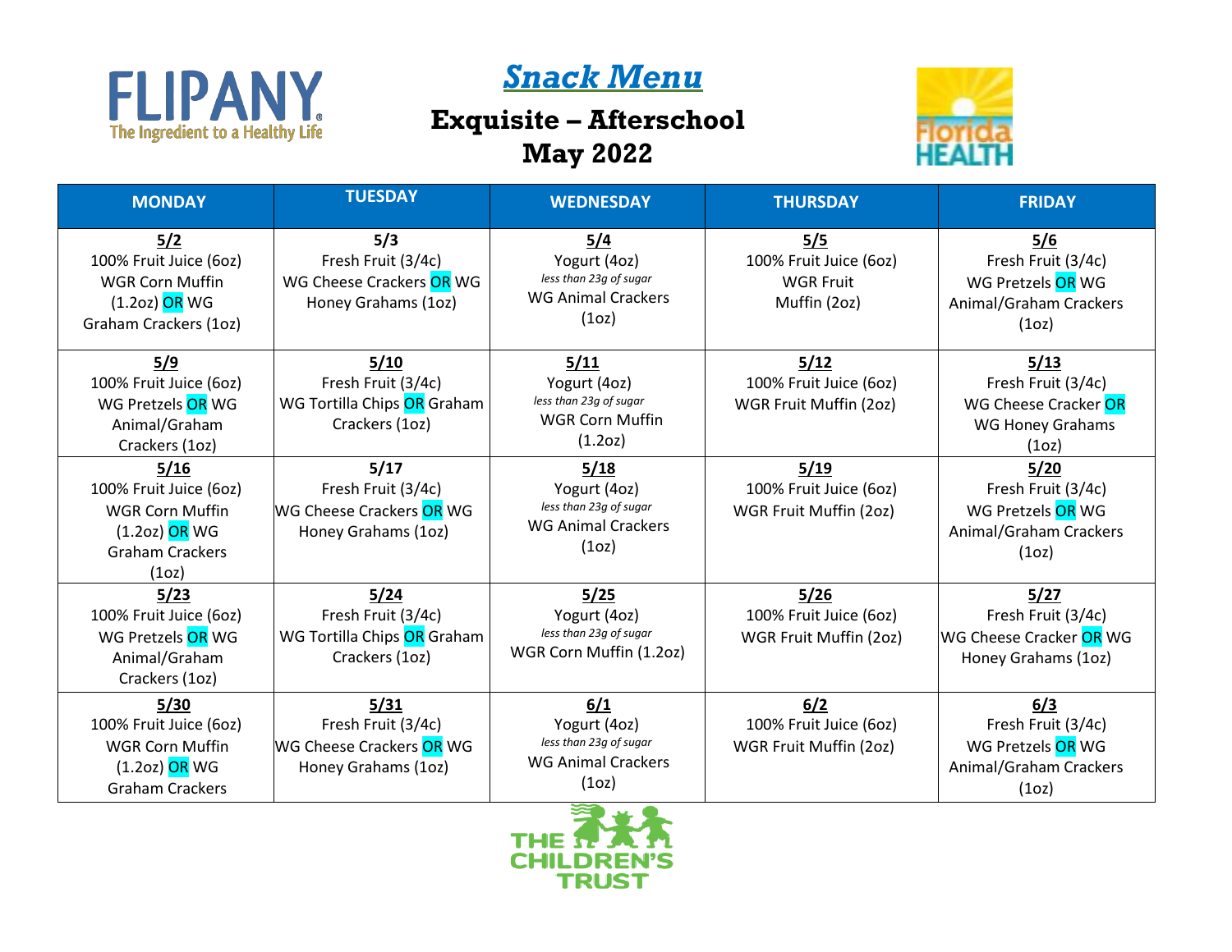# Snack Menu

## Exquisite – Afterschool

## May 2022

| MONDAY | TUESDAY | WEDNESDAY | THURSDAY | FRIDAY |
|---|---|---|---|---|
| **5/2** 100% Fruit Juice (6oz) WGR Corn Muffin (1.2oz) OR WG Graham Crackers (1oz) | **5/3** Fresh Fruit (3/4c) WG Cheese Crackers OR WG Honey Grahams (1oz) | **5/4** Yogurt (4oz) *less than 23g of sugar* WG Animal Crackers (1oz) | **5/5** 100% Fruit Juice (6oz) WGR Fruit Muffin (2oz) | **5/6** Fresh Fruit (3/4c) WG Pretzels OR WG Animal/Graham Crackers (1oz) |
| **5/9** 100% Fruit Juice (6oz) WG Pretzels OR WG Animal/Graham Crackers (1oz) | **5/10** Fresh Fruit (3/4c) WG Tortilla Chips OR Graham Crackers (1oz) | **5/11** Yogurt (4oz) *less than 23g of sugar* WGR Corn Muffin (1.2oz) | **5/12** 100% Fruit Juice (6oz) WGR Fruit Muffin (2oz) | **5/13** Fresh Fruit (3/4c) WG Cheese Cracker OR WG Honey Grahams (1oz) |
| **5/16** 100% Fruit Juice (6oz) WGR Corn Muffin (1.2oz) OR WG Graham Crackers (1oz) | **5/17** Fresh Fruit (3/4c) WG Cheese Crackers OR WG Honey Grahams (1oz) | **5/18** Yogurt (4oz) *less than 23g of sugar* WG Animal Crackers (1oz) | **5/19** 100% Fruit Juice (6oz) WGR Fruit Muffin (2oz) | **5/20** Fresh Fruit (3/4c) WG Pretzels OR WG Animal/Graham Crackers (1oz) |
| **5/23** 100% Fruit Juice (6oz) WG Pretzels OR WG Animal/Graham Crackers (1oz) | **5/24** Fresh Fruit (3/4c) WG Tortilla Chips OR Graham Crackers (1oz) | **5/25** Yogurt (4oz) *less than 23g of sugar* WGR Corn Muffin (1.2oz) | **5/26** 100% Fruit Juice (6oz) WGR Fruit Muffin (2oz) | **5/27** Fresh Fruit (3/4c) WG Cheese Cracker OR WG Honey Grahams (1oz) |
| **5/30** 100% Fruit Juice (6oz) WGR Corn Muffin (1.2oz) OR WG Graham Crackers | **5/31** Fresh Fruit (3/4c) WG Cheese Crackers OR WG Honey Grahams (1oz) | **6/1** Yogurt (4oz) *less than 23g of sugar* WG Animal Crackers (1oz) | **6/2** 100% Fruit Juice (6oz) WGR Fruit Muffin (2oz) | **6/3** Fresh Fruit (3/4c) WG Pretzels OR WG Animal/Graham Crackers (1oz) |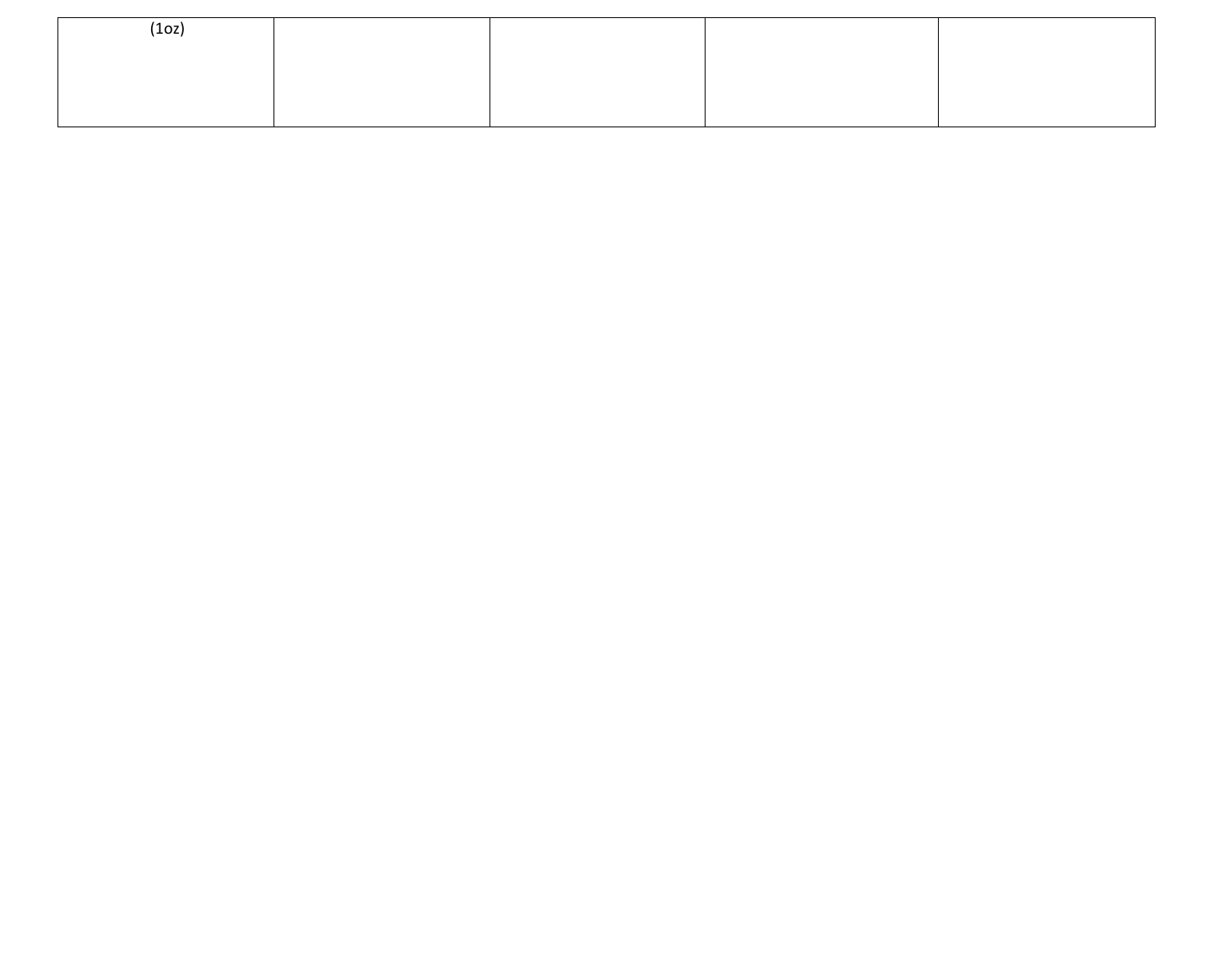| | | | | |
|---|---|---|---|---|
| (1oz) | | | | |